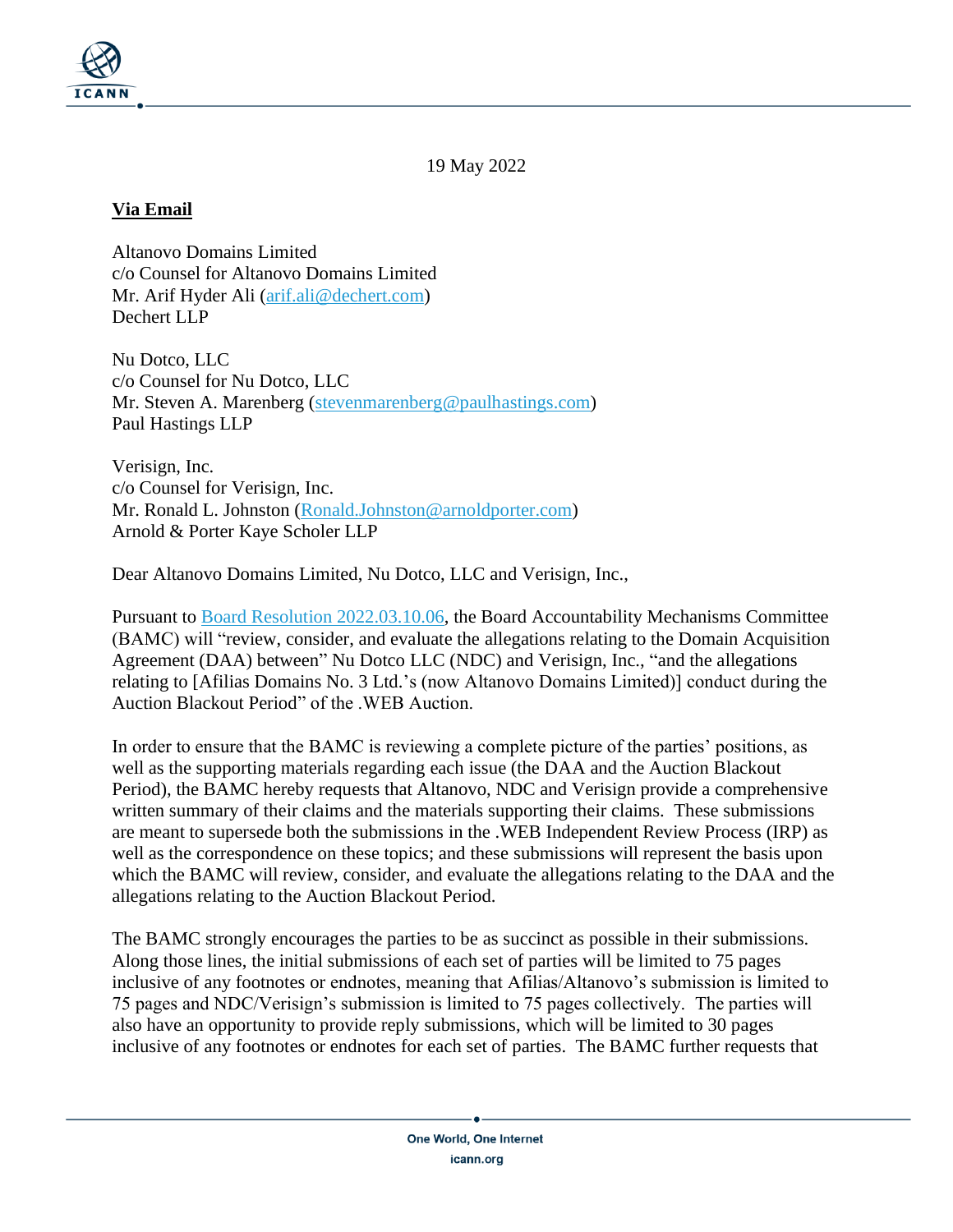19 May 2022

**Via Email**

Altanovo Domains Limited
c/o Counsel for Altanovo Domains Limited
Mr. Arif Hyder Ali (arif.ali@dechert.com)
Dechert LLP

Nu Dotco, LLC
c/o Counsel for Nu Dotco, LLC
Mr. Steven A. Marenberg (stevenmarenberg@paulhastings.com)
Paul Hastings LLP

Verisign, Inc.
c/o Counsel for Verisign, Inc.
Mr. Ronald L. Johnston (Ronald.Johnston@arnoldporter.com)
Arnold & Porter Kaye Scholer LLP

Dear Altanovo Domains Limited, Nu Dotco, LLC and Verisign, Inc.,

Pursuant to Board Resolution 2022.03.10.06, the Board Accountability Mechanisms Committee (BAMC) will "review, consider, and evaluate the allegations relating to the Domain Acquisition Agreement (DAA) between" Nu Dotco LLC (NDC) and Verisign, Inc., "and the allegations relating to [Afilias Domains No. 3 Ltd.'s (now Altanovo Domains Limited)] conduct during the Auction Blackout Period" of the .WEB Auction.

In order to ensure that the BAMC is reviewing a complete picture of the parties' positions, as well as the supporting materials regarding each issue (the DAA and the Auction Blackout Period), the BAMC hereby requests that Altanovo, NDC and Verisign provide a comprehensive written summary of their claims and the materials supporting their claims. These submissions are meant to supersede both the submissions in the .WEB Independent Review Process (IRP) as well as the correspondence on these topics; and these submissions will represent the basis upon which the BAMC will review, consider, and evaluate the allegations relating to the DAA and the allegations relating to the Auction Blackout Period.

The BAMC strongly encourages the parties to be as succinct as possible in their submissions. Along those lines, the initial submissions of each set of parties will be limited to 75 pages inclusive of any footnotes or endnotes, meaning that Afilias/Altanovo's submission is limited to 75 pages and NDC/Verisign's submission is limited to 75 pages collectively. The parties will also have an opportunity to provide reply submissions, which will be limited to 30 pages inclusive of any footnotes or endnotes for each set of parties. The BAMC further requests that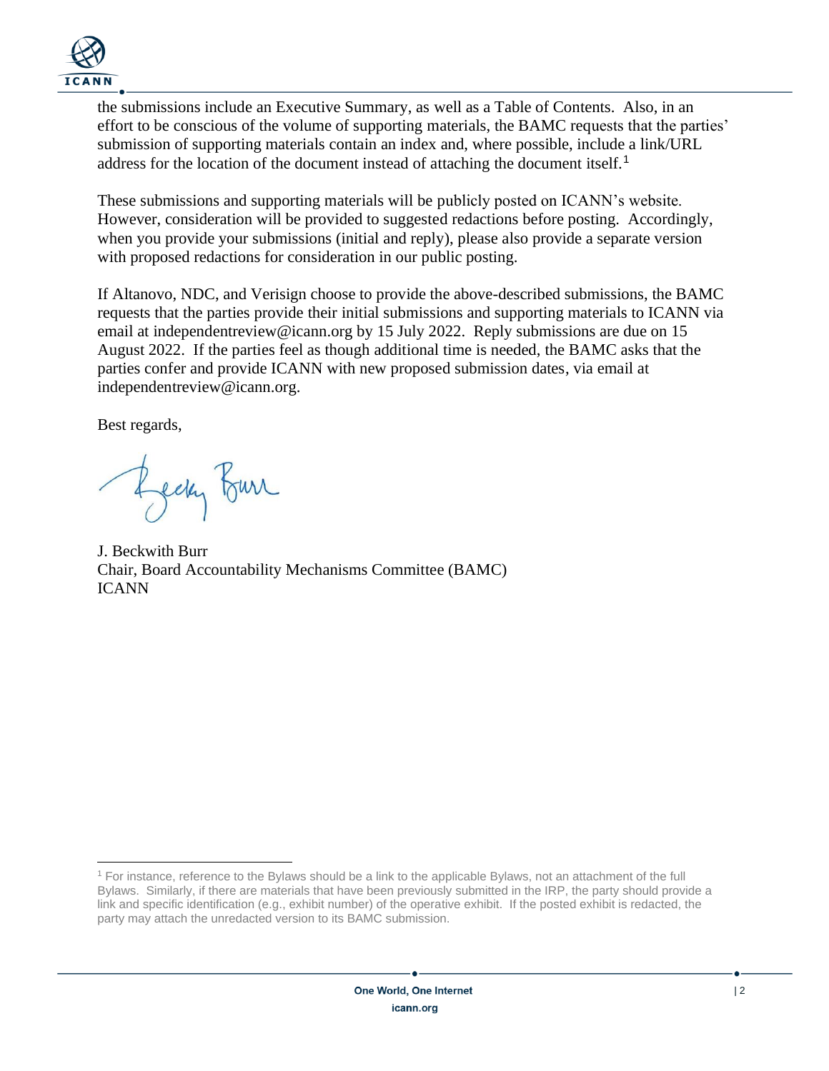the submissions include an Executive Summary, as well as a Table of Contents. Also, in an effort to be conscious of the volume of supporting materials, the BAMC requests that the parties' submission of supporting materials contain an index and, where possible, include a link/URL address for the location of the document instead of attaching the document itself.[1]

These submissions and supporting materials will be publicly posted on ICANN's website. However, consideration will be provided to suggested redactions before posting. Accordingly, when you provide your submissions (initial and reply), please also provide a separate version with proposed redactions for consideration in our public posting.

If Altanovo, NDC, and Verisign choose to provide the above-described submissions, the BAMC requests that the parties provide their initial submissions and supporting materials to ICANN via email at independentreview@icann.org by 15 July 2022. Reply submissions are due on 15 August 2022. If the parties feel as though additional time is needed, the BAMC asks that the parties confer and provide ICANN with new proposed submission dates, via email at independentreview@icann.org.

Best regards,

J. Beckwith Burr
Chair, Board Accountability Mechanisms Committee (BAMC)
ICANN

---

[1] For instance, reference to the Bylaws should be a link to the applicable Bylaws, not an attachment of the full Bylaws. Similarly, if there are materials that have been previously submitted in the IRP, the party should provide a link and specific identification (e.g., exhibit number) of the operative exhibit. If the posted exhibit is redacted, the party may attach the unredacted version to its BAMC submission.